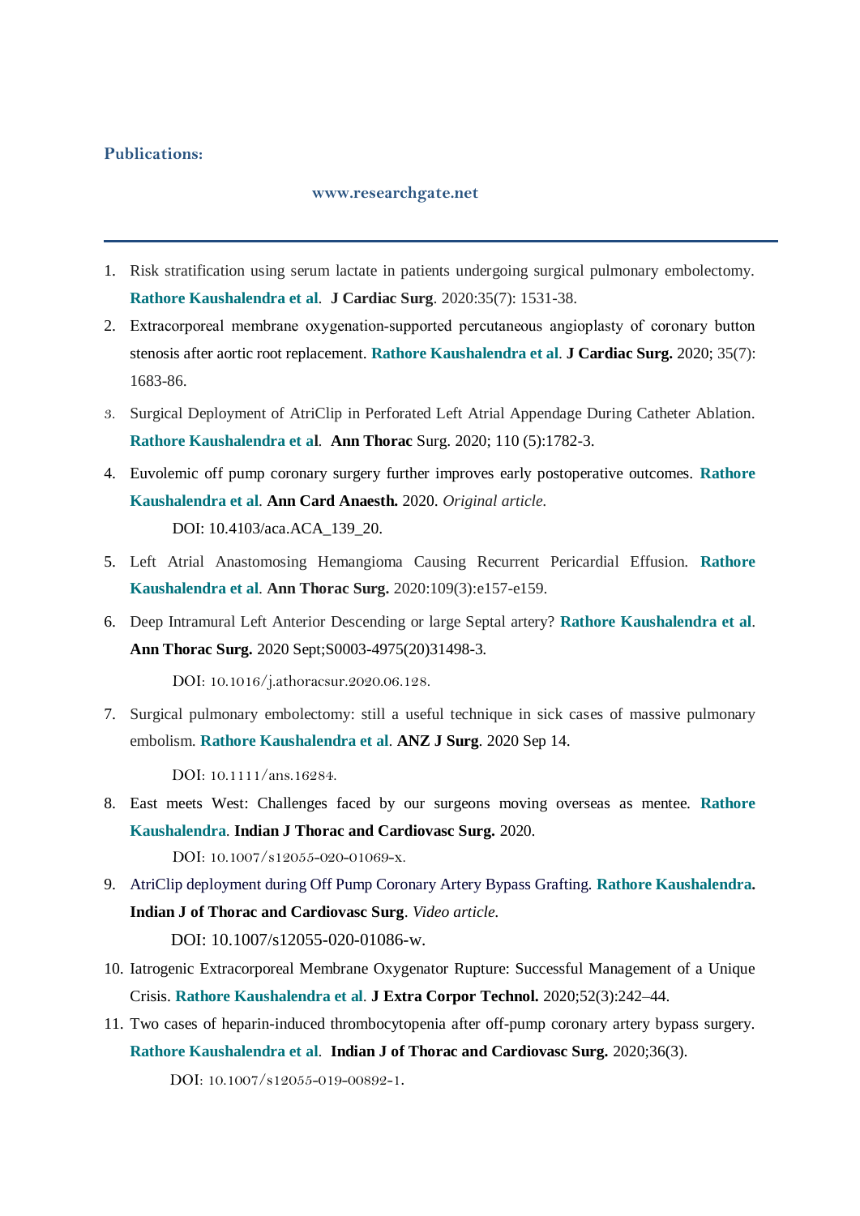## Publications:

www.researchgate.net

---

1. Risk stratification using serum lactate in patients undergoing surgical pulmonary embolectomy. **Rathore Kaushalendra et al**. **J Cardiac Surg**. 2020:35(7): 1531-38.
2. Extracorporeal membrane oxygenation-supported percutaneous angioplasty of coronary button stenosis after aortic root replacement. **Rathore Kaushalendra et al**. **J Cardiac Surg.** 2020; 35(7): 1683-86.
3. Surgical Deployment of AtriClip in Perforated Left Atrial Appendage During Catheter Ablation. **Rathore Kaushalendra et al**. **Ann Thorac** Surg. 2020; 110 (5):1782-3.
4. Euvolemic off pump coronary surgery further improves early postoperative outcomes. **Rathore Kaushalendra et al**. **Ann Card Anaesth.** 2020. *Original article.*
   
   DOI: 10.4103/aca.ACA_139_20.
5. Left Atrial Anastomosing Hemangioma Causing Recurrent Pericardial Effusion. **Rathore Kaushalendra et al**. **Ann Thorac Surg.** 2020:109(3):e157-e159.
6. Deep Intramural Left Anterior Descending or large Septal artery? **Rathore Kaushalendra et al**. **Ann Thorac Surg.** 2020 Sept;S0003-4975(20)31498-3.
   
   DOI: 10.1016/j.athoracsur.2020.06.128.
7. Surgical pulmonary embolectomy: still a useful technique in sick cases of massive pulmonary embolism. **Rathore Kaushalendra et al**. **ANZ J Surg**. 2020 Sep 14.
   
   DOI: 10.1111/ans.16284.
8. East meets West: Challenges faced by our surgeons moving overseas as mentee. **Rathore Kaushalendra**. **Indian J Thorac and Cardiovasc Surg.** 2020.
   
   DOI: 10.1007/s12055-020-01069-x.
9. AtriClip deployment during Off Pump Coronary Artery Bypass Grafting. **Rathore Kaushalendra. Indian J of Thorac and Cardiovasc Surg**. *Video article.*
   
   DOI: 10.1007/s12055-020-01086-w.
10. Iatrogenic Extracorporeal Membrane Oxygenator Rupture: Successful Management of a Unique Crisis. **Rathore Kaushalendra et al**. **J Extra Corpor Technol.** 2020;52(3):242–44.
11. Two cases of heparin-induced thrombocytopenia after off-pump coronary artery bypass surgery. **Rathore Kaushalendra et al**. **Indian J of Thorac and Cardiovasc Surg.** 2020;36(3).
    
    DOI: 10.1007/s12055-019-00892-1.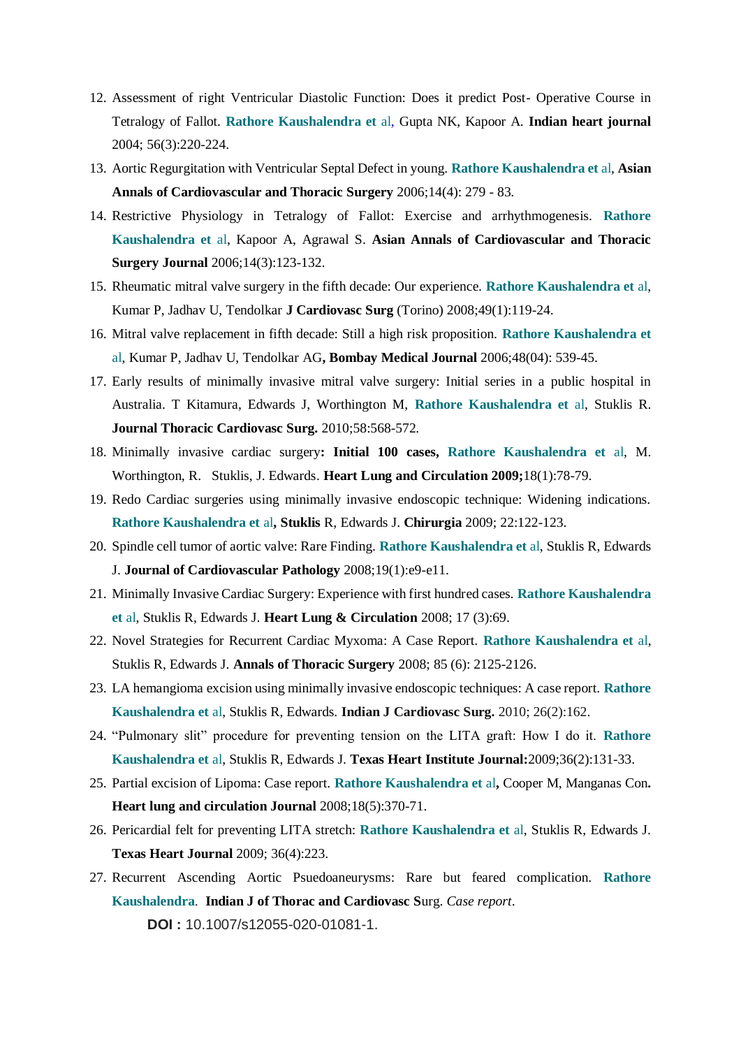12. Assessment of right Ventricular Diastolic Function: Does it predict Post- Operative Course in Tetralogy of Fallot. **Rathore Kaushalendra et** al, Gupta NK, Kapoor A. **Indian heart journal** 2004; 56(3):220-224.
13. Aortic Regurgitation with Ventricular Septal Defect in young. **Rathore Kaushalendra et** al, **Asian Annals of Cardiovascular and Thoracic Surgery** 2006;14(4): 279 - 83.
14. Restrictive Physiology in Tetralogy of Fallot: Exercise and arrhythmogenesis. **Rathore Kaushalendra et** al, Kapoor A, Agrawal S. **Asian Annals of Cardiovascular and Thoracic Surgery Journal** 2006;14(3):123-132.
15. Rheumatic mitral valve surgery in the fifth decade: Our experience. **Rathore Kaushalendra et** al, Kumar P, Jadhav U, Tendolkar **J Cardiovasc Surg** (Torino) 2008;49(1):119-24.
16. Mitral valve replacement in fifth decade: Still a high risk proposition. **Rathore Kaushalendra et** al, Kumar P, Jadhav U, Tendolkar AG**, Bombay Medical Journal** 2006;48(04): 539-45.
17. Early results of minimally invasive mitral valve surgery: Initial series in a public hospital in Australia. T Kitamura, Edwards J, Worthington M, **Rathore Kaushalendra et** al, Stuklis R. **Journal Thoracic Cardiovasc Surg.** 2010;58:568-572.
18. Minimally invasive cardiac surgery**: Initial 100 cases, Rathore Kaushalendra et** al, M. Worthington, R. Stuklis, J. Edwards. **Heart Lung and Circulation 2009;**18(1):78-79.
19. Redo Cardiac surgeries using minimally invasive endoscopic technique: Widening indications. **Rathore Kaushalendra et** al**, Stuklis** R, Edwards J. **Chirurgia** 2009; 22:122-123.
20. Spindle cell tumor of aortic valve: Rare Finding. **Rathore Kaushalendra et** al, Stuklis R, Edwards J. **Journal of Cardiovascular Pathology** 2008;19(1):e9-e11.
21. Minimally Invasive Cardiac Surgery: Experience with first hundred cases. **Rathore Kaushalendra et** al, Stuklis R, Edwards J. **Heart Lung & Circulation** 2008; 17 (3):69.
22. Novel Strategies for Recurrent Cardiac Myxoma: A Case Report. **Rathore Kaushalendra et** al, Stuklis R, Edwards J. **Annals of Thoracic Surgery** 2008; 85 (6): 2125-2126.
23. LA hemangioma excision using minimally invasive endoscopic techniques: A case report. **Rathore Kaushalendra et** al, Stuklis R, Edwards. **Indian J Cardiovasc Surg.** 2010; 26(2):162.
24. "Pulmonary slit" procedure for preventing tension on the LITA graft: How I do it. **Rathore Kaushalendra et** al, Stuklis R, Edwards J. **Texas Heart Institute Journal:**2009;36(2):131-33.
25. Partial excision of Lipoma: Case report. **Rathore Kaushalendra et** al**,** Cooper M, Manganas Con**. Heart lung and circulation Journal** 2008;18(5):370-71.
26. Pericardial felt for preventing LITA stretch: **Rathore Kaushalendra et** al, Stuklis R, Edwards J. **Texas Heart Journal** 2009; 36(4):223.
27. Recurrent Ascending Aortic Psuedoaneurysms: Rare but feared complication. **Rathore Kaushalendra**. **Indian J of Thorac and Cardiovasc S**urg. *Case report*.

    **DOI :** 10.1007/s12055-020-01081-1.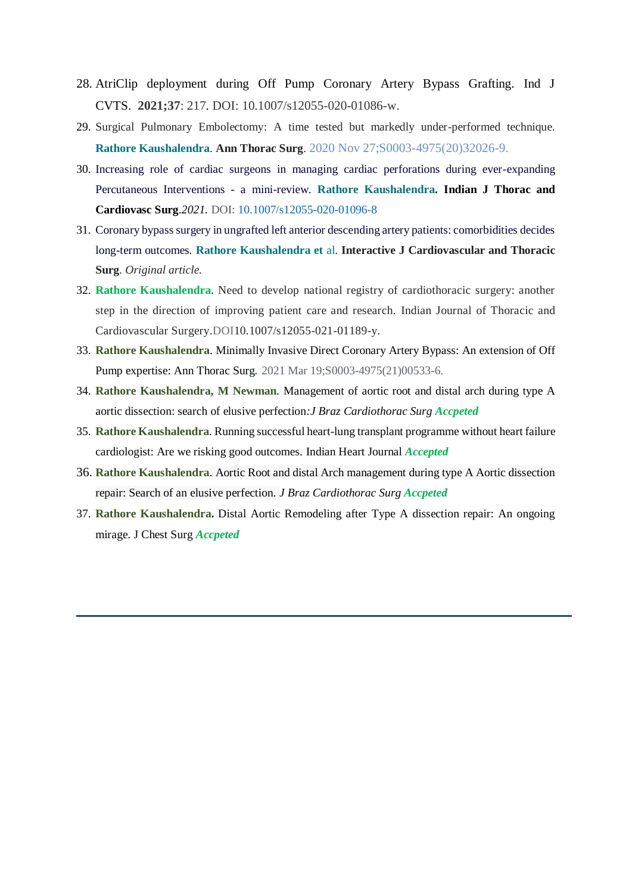28. AtriClip deployment during Off Pump Coronary Artery Bypass Grafting. Ind J CVTS. **2021;37**: 217. DOI: 10.1007/s12055-020-01086-w.
29. Surgical Pulmonary Embolectomy: A time tested but markedly under-performed technique. **Rathore Kaushalendra**. **Ann Thorac Surg**. 2020 Nov 27;S0003-4975(20)32026-9.
30. Increasing role of cardiac surgeons in managing cardiac perforations during ever-expanding Percutaneous Interventions - a mini-review. **Rathore Kaushalendra. Indian J Thorac and Cardiovasc Surg**.*2021.* DOI: 10.1007/s12055-020-01096-8
31. Coronary bypass surgery in ungrafted left anterior descending artery patients: comorbidities decides long-term outcomes. **Rathore Kaushalendra et** al. **Interactive J Cardiovascular and Thoracic Surg**. *Original article.*
32. **Rathore Kaushalendra**. Need to develop national registry of cardiothoracic surgery: another step in the direction of improving patient care and research. Indian Journal of Thoracic and Cardiovascular Surgery.DOI10.1007/s12055-021-01189-y.
33. **Rathore Kaushalendra**. Minimally Invasive Direct Coronary Artery Bypass: An extension of Off Pump expertise: Ann Thorac Surg. 2021 Mar 19;S0003-4975(21)00533-6.
34. **Rathore Kaushalendra, M Newman**. Management of aortic root and distal arch during type A aortic dissection: search of elusive perfection*:J Braz Cardiothorac Surg* ***Accpeted***
35. **Rathore Kaushalendra**. Running successful heart-lung transplant programme without heart failure cardiologist: Are we risking good outcomes. Indian Heart Journal ***Accepted***
36. **Rathore Kaushalendra**. Aortic Root and distal Arch management during type A Aortic dissection repair: Search of an elusive perfection. *J Braz Cardiothorac Surg* ***Accpeted***
37. **Rathore Kaushalendra.** Distal Aortic Remodeling after Type A dissection repair: An ongoing mirage. J Chest Surg ***Accpeted***